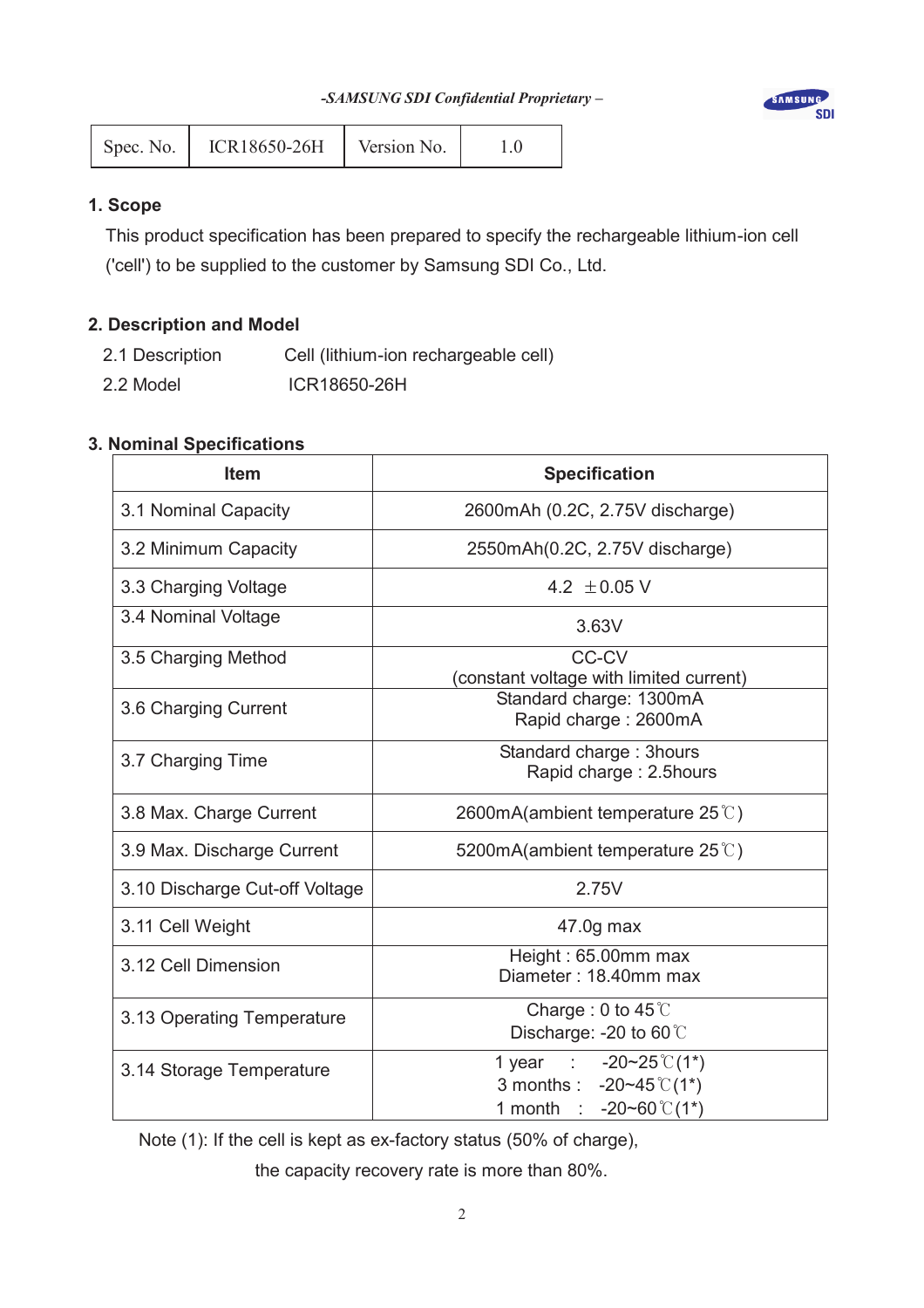*-SAMSUNG SDI Confidential Proprietary –*

| Spec. No. | ICR18650-26H | Version No. | 1.0 |
|---|---|---|---|

## 1. Scope

This product specification has been prepared to specify the rechargeable lithium-ion cell ('cell') to be supplied to the customer by Samsung SDI Co., Ltd.

## 2. Description and Model

2.1 Description Cell (lithium-ion rechargeable cell)

2.2 Model ICR18650-26H

## 3. Nominal Specifications

| Item | Specification |
|---|---|
| 3.1 Nominal Capacity | 2600mAh (0.2C, 2.75V discharge) |
| 3.2 Minimum Capacity | 2550mAh(0.2C, 2.75V discharge) |
| 3.3 Charging Voltage | 4.2 ±0.05 V |
| 3.4 Nominal Voltage | 3.63V |
| 3.5 Charging Method | CC-CV<br>(constant voltage with limited current) |
| 3.6 Charging Current | Standard charge: 1300mA<br>Rapid charge : 2600mA |
| 3.7 Charging Time | Standard charge : 3hours<br>Rapid charge : 2.5hours |
| 3.8 Max. Charge Current | 2600mA(ambient temperature 25℃) |
| 3.9 Max. Discharge Current | 5200mA(ambient temperature 25℃) |
| 3.10 Discharge Cut-off Voltage | 2.75V |
| 3.11 Cell Weight | 47.0g max |
| 3.12 Cell Dimension | Height : 65.00mm max<br>Diameter : 18.40mm max |
| 3.13 Operating Temperature | Charge : 0 to 45℃<br>Discharge: -20 to 60℃ |
| 3.14 Storage Temperature | 1 year : -20~25℃(1*)<br>3 months : -20~45℃(1*)<br>1 month : -20~60℃(1*) |

Note (1): If the cell is kept as ex-factory status (50% of charge), the capacity recovery rate is more than 80%.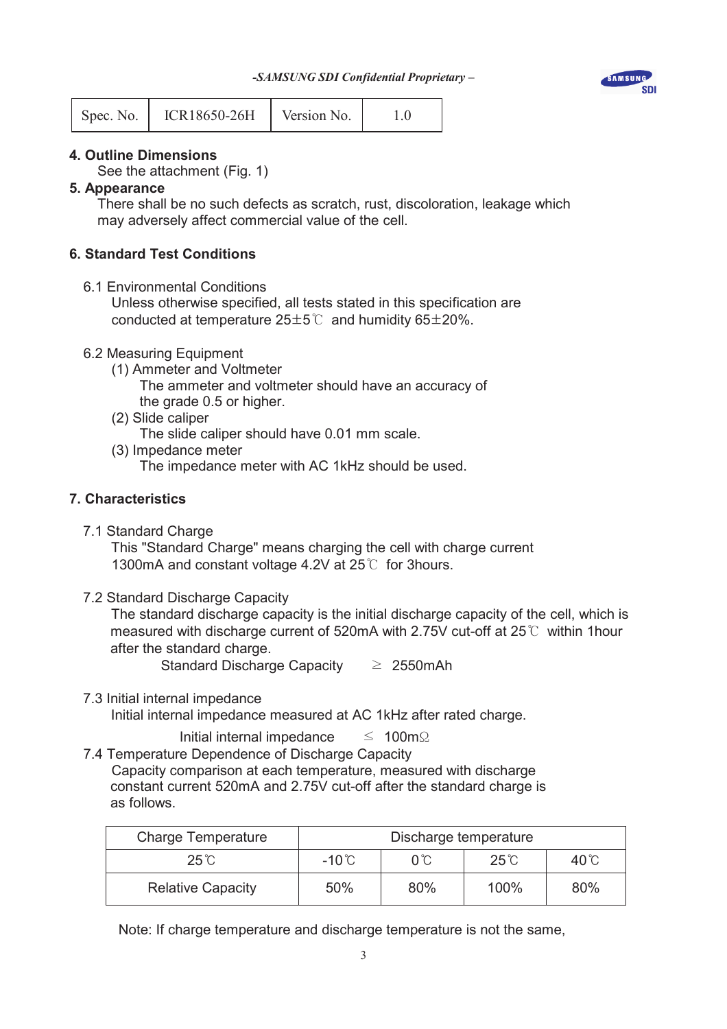| Spec. No. | ICR18650-26H | Version No. | 1.0 |
|---|---|---|---|

## 4. Outline Dimensions

See the attachment (Fig. 1)

## 5. Appearance

There shall be no such defects as scratch, rust, discoloration, leakage which may adversely affect commercial value of the cell.

## 6. Standard Test Conditions

### 6.1 Environmental Conditions

Unless otherwise specified, all tests stated in this specification are conducted at temperature 25±5℃ and humidity 65±20%.

### 6.2 Measuring Equipment

(1) Ammeter and Voltmeter

The ammeter and voltmeter should have an accuracy of the grade 0.5 or higher.

(2) Slide caliper

The slide caliper should have 0.01 mm scale.

(3) Impedance meter

The impedance meter with AC 1kHz should be used.

## 7. Characteristics

### 7.1 Standard Charge

This "Standard Charge" means charging the cell with charge current 1300mA and constant voltage 4.2V at 25℃ for 3hours.

### 7.2 Standard Discharge Capacity

The standard discharge capacity is the initial discharge capacity of the cell, which is measured with discharge current of 520mA with 2.75V cut-off at 25℃ within 1hour after the standard charge.

Standard Discharge Capacity ≥ 2550mAh

### 7.3 Initial internal impedance

Initial internal impedance measured at AC 1kHz after rated charge.

Initial internal impedance ≤ 100mΩ

### 7.4 Temperature Dependence of Discharge Capacity

Capacity comparison at each temperature, measured with discharge constant current 520mA and 2.75V cut-off after the standard charge is as follows.

| Charge Temperature | Discharge temperature | | | |
|---|---|---|---|---|
| 25℃ | -10℃ | 0℃ | 25℃ | 40℃ |
| Relative Capacity | 50% | 80% | 100% | 80% |

Note: If charge temperature and discharge temperature is not the same,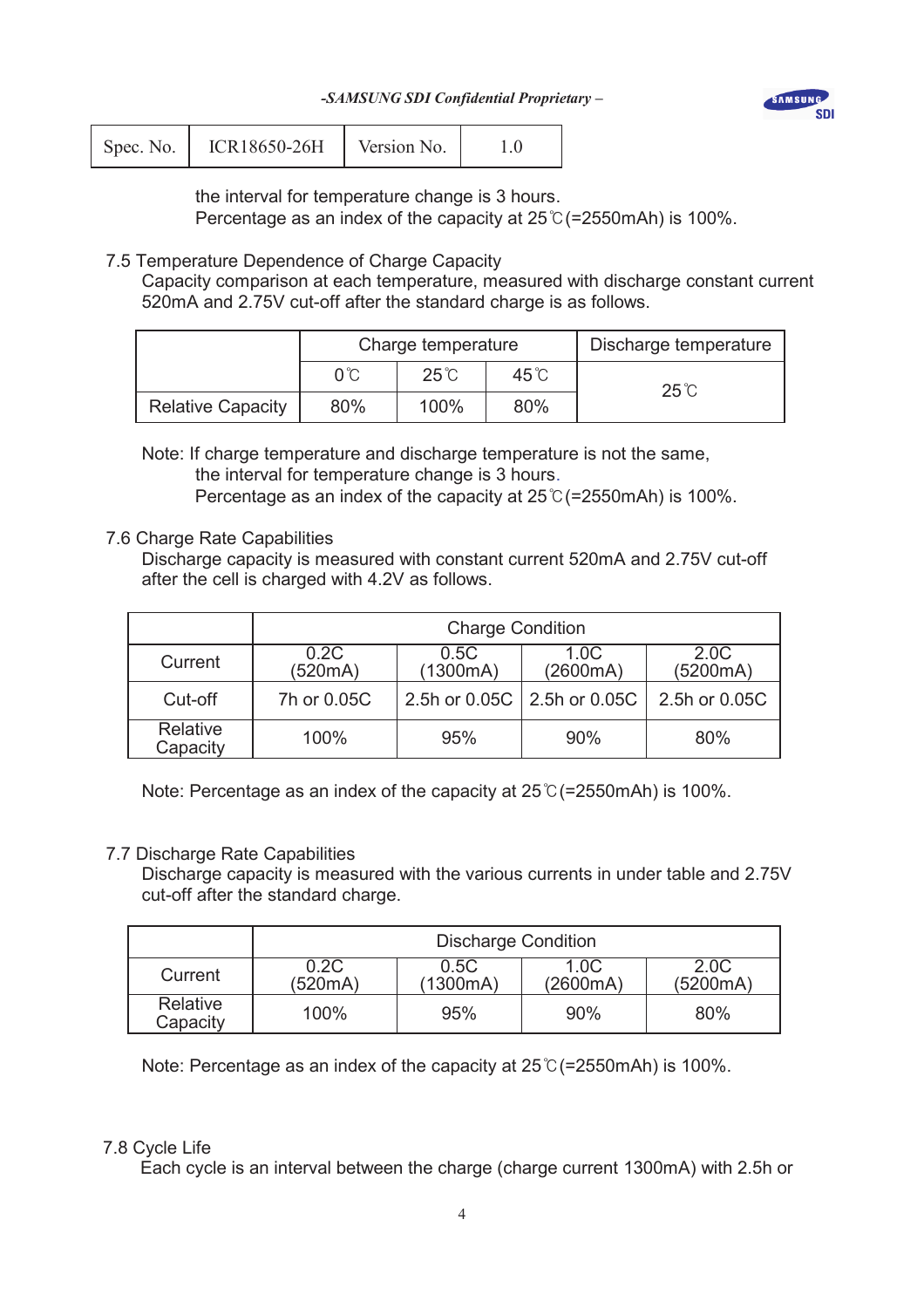the interval for temperature change is 3 hours.
Percentage as an index of the capacity at 25℃(=2550mAh) is 100%.

7.5 Temperature Dependence of Charge Capacity

Capacity comparison at each temperature, measured with discharge constant current 520mA and 2.75V cut-off after the standard charge is as follows.

| | Charge temperature | | | Discharge temperature |
|---|---|---|---|---|
| | 0℃ | 25℃ | 45℃ | 25℃ |
| Relative Capacity | 80% | 100% | 80% | |

Note: If charge temperature and discharge temperature is not the same,
the interval for temperature change is 3 hours.
Percentage as an index of the capacity at 25℃(=2550mAh) is 100%.

7.6 Charge Rate Capabilities

Discharge capacity is measured with constant current 520mA and 2.75V cut-off after the cell is charged with 4.2V as follows.

| | Charge Condition | | | |
|---|---|---|---|---|
| Current | 0.2C (520mA) | 0.5C (1300mA) | 1.0C (2600mA) | 2.0C (5200mA) |
| Cut-off | 7h or 0.05C | 2.5h or 0.05C | 2.5h or 0.05C | 2.5h or 0.05C |
| Relative Capacity | 100% | 95% | 90% | 80% |

Note: Percentage as an index of the capacity at 25℃(=2550mAh) is 100%.

7.7 Discharge Rate Capabilities

Discharge capacity is measured with the various currents in under table and 2.75V cut-off after the standard charge.

| | Discharge Condition | | | |
|---|---|---|---|---|
| Current | 0.2C (520mA) | 0.5C (1300mA) | 1.0C (2600mA) | 2.0C (5200mA) |
| Relative Capacity | 100% | 95% | 90% | 80% |

Note: Percentage as an index of the capacity at 25℃(=2550mAh) is 100%.

7.8 Cycle Life

Each cycle is an interval between the charge (charge current 1300mA) with 2.5h or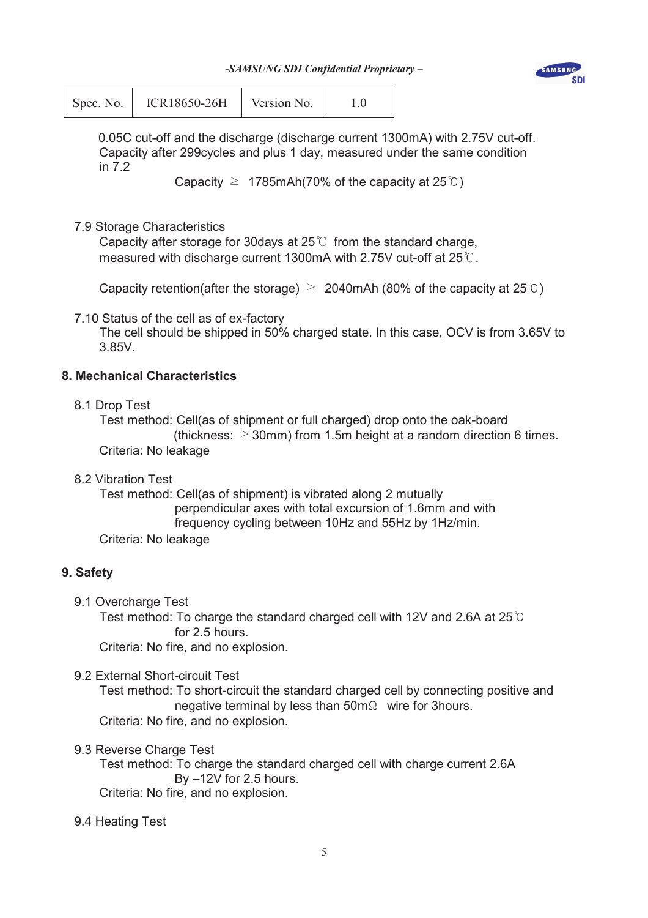0.05C cut-off and the discharge (discharge current 1300mA) with 2.75V cut-off. Capacity after 299cycles and plus 1 day, measured under the same condition in 7.2

Capacity ≥ 1785mAh(70% of the capacity at 25℃)

7.9 Storage Characteristics

Capacity after storage for 30days at 25℃ from the standard charge, measured with discharge current 1300mA with 2.75V cut-off at 25℃.

Capacity retention(after the storage) ≥ 2040mAh (80% of the capacity at 25℃)

7.10 Status of the cell as of ex-factory

The cell should be shipped in 50% charged state. In this case, OCV is from 3.65V to 3.85V.

## 8. Mechanical Characteristics

8.1 Drop Test

Test method: Cell(as of shipment or full charged) drop onto the oak-board (thickness: ≥30mm) from 1.5m height at a random direction 6 times.

Criteria: No leakage

8.2 Vibration Test

Test method: Cell(as of shipment) is vibrated along 2 mutually perpendicular axes with total excursion of 1.6mm and with frequency cycling between 10Hz and 55Hz by 1Hz/min.

Criteria: No leakage

## 9. Safety

9.1 Overcharge Test

Test method: To charge the standard charged cell with 12V and 2.6A at 25℃ for 2.5 hours.

Criteria: No fire, and no explosion.

9.2 External Short-circuit Test

Test method: To short-circuit the standard charged cell by connecting positive and negative terminal by less than 50mΩ wire for 3hours.

Criteria: No fire, and no explosion.

9.3 Reverse Charge Test

Test method: To charge the standard charged cell with charge current 2.6A By –12V for 2.5 hours.

Criteria: No fire, and no explosion.

9.4 Heating Test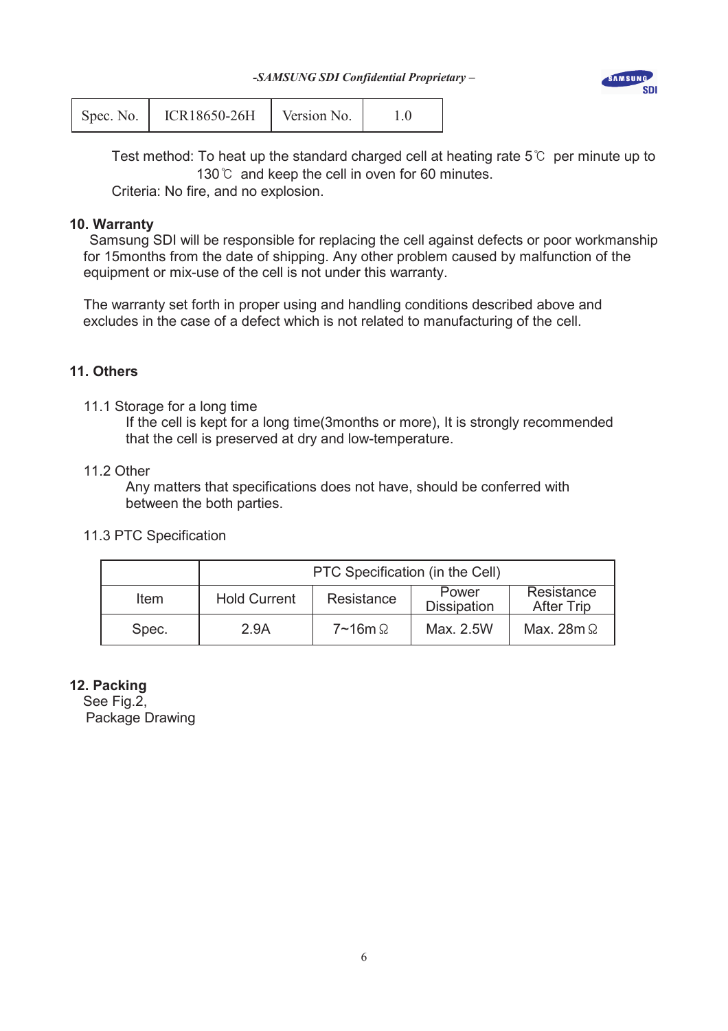| Spec. No. | ICR18650-26H | Version No. | 1.0 |
|---|---|---|---|

Test method: To heat up the standard charged cell at heating rate 5℃ per minute up to 130℃ and keep the cell in oven for 60 minutes.
Criteria: No fire, and no explosion.

## 10. Warranty

Samsung SDI will be responsible for replacing the cell against defects or poor workmanship for 15months from the date of shipping. Any other problem caused by malfunction of the equipment or mix-use of the cell is not under this warranty.

The warranty set forth in proper using and handling conditions described above and excludes in the case of a defect which is not related to manufacturing of the cell.

## 11. Others

11.1 Storage for a long time

If the cell is kept for a long time(3months or more), It is strongly recommended that the cell is preserved at dry and low-temperature.

11.2 Other

Any matters that specifications does not have, should be conferred with between the both parties.

11.3 PTC Specification

| | PTC Specification (in the Cell) | | | |
|---|---|---|---|---|
| Item | Hold Current | Resistance | Power Dissipation | Resistance After Trip |
| Spec. | 2.9A | 7~16mΩ | Max. 2.5W | Max. 28mΩ |

## 12. Packing

See Fig.2,
Package Drawing